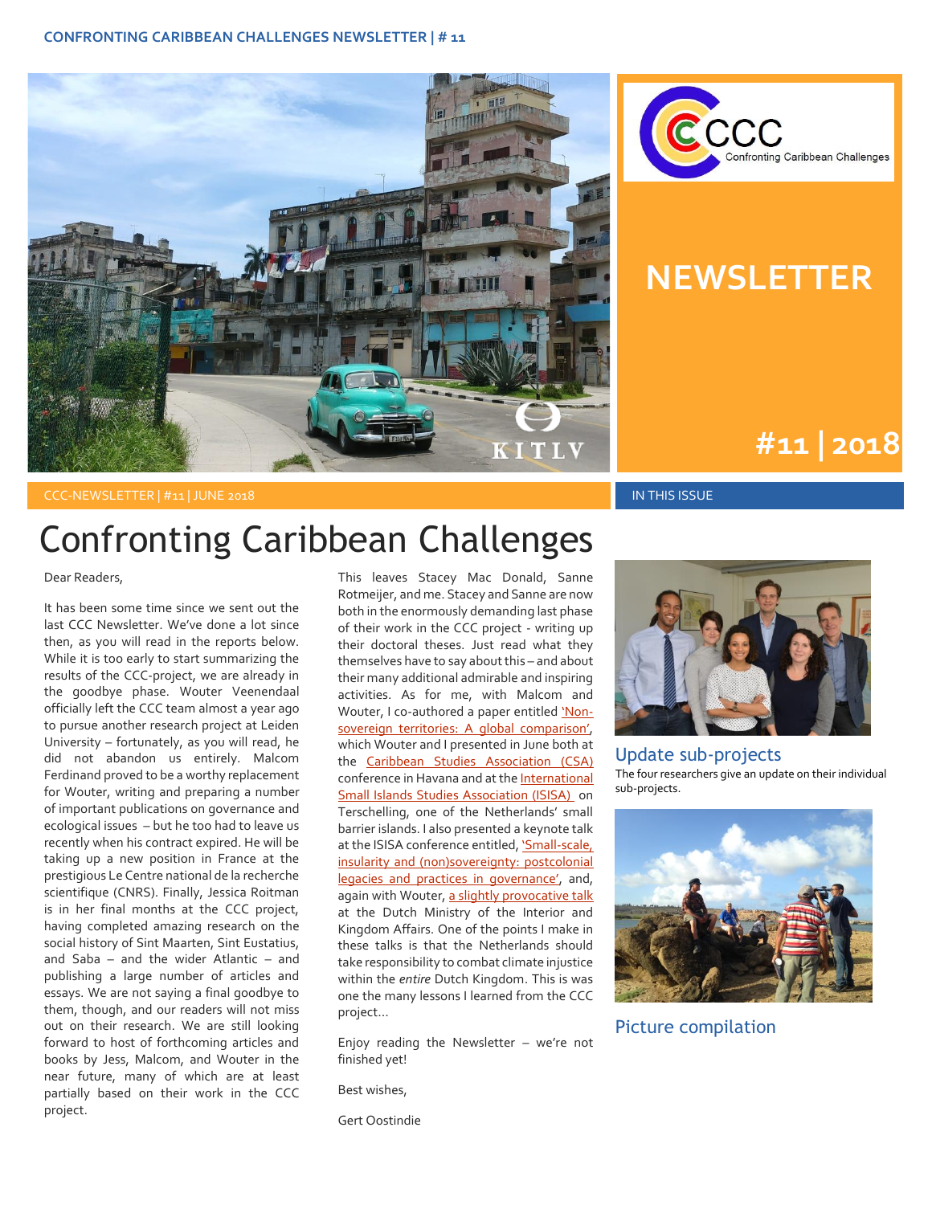# NEWSLETTER

# #11 | 2018

CCC-NEWSLETTER | #11 | JUNE 2018

# Confronting Caribbean Challenges

Dear Readers,

It has been some time since we sent out the last CCC Newsletter. We've done a lot since then, as you will read in the reports below. While it is too early to start summarizing the results of the CCC-project, we are already in the goodbye phase. Wouter Veenendaal officially left the CCC team almost a year ago to pursue another research project at Leiden University – fortunately, as you will read, he did not abandon us entirely. Malcom Ferdinand proved to be a worthy replacement for Wouter, writing and preparing a number of important publications on governance and ecological issues – but he too had to leave us recently when his contract expired. He will be taking up a new position in France at the prestigious Le Centre national de la recherche scientifique (CNRS). Finally, Jessica Roitman is in her final months at the CCC project, having completed amazing research on the social history of Sint Maarten, Sint Eustatius, and Saba – and the wider Atlantic – and publishing a large number of articles and essays. We are not saying a final goodbye to them, though, and our readers will not miss out on their research. We are still looking forward to host of forthcoming articles and books by Jess, Malcom, and Wouter in the near future, many of which are at least partially based on their work in the CCC project.

This leaves Stacey Mac Donald, Sanne Rotmeijer, and me. Stacey and Sanne are now both in the enormously demanding last phase of their work in the CCC project - writing up their doctoral theses. Just read what they themselves have to say about this – and about their many additional admirable and inspiring activities. As for me, with Malcom and Wouter, I co-authored a paper entitled 'Non-sovereign territories: A global comparison', which Wouter and I presented in June both at the Caribbean Studies Association (CSA) conference in Havana and at the International Small Islands Studies Association (ISISA) on Terschelling, one of the Netherlands' small barrier islands. I also presented a keynote talk at the ISISA conference entitled, 'Small-scale, insularity and (non)sovereignty: postcolonial legacies and practices in governance', and, again with Wouter, a slightly provocative talk at the Dutch Ministry of the Interior and Kingdom Affairs. One of the points I make in these talks is that the Netherlands should take responsibility to combat climate injustice within the *entire* Dutch Kingdom. This was one the many lessons I learned from the CCC project...

Enjoy reading the Newsletter – we're not finished yet!

Best wishes,

Gert Oostindie

## IN THIS ISSUE

### Update sub-projects

The four researchers give an update on their individual sub-projects.

### Picture compilation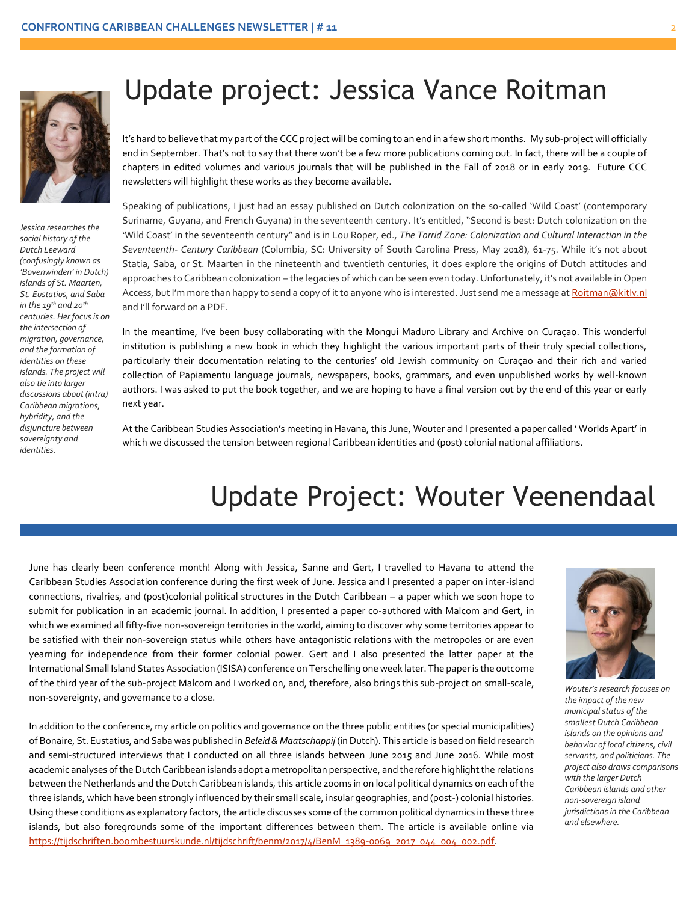# Update project: Jessica Vance Roitman

*Jessica researches the social history of the Dutch Leeward (confusingly known as 'Bovenwinden' in Dutch) islands of St. Maarten, St. Eustatius, and Saba in the 19th and 20th centuries. Her focus is on the intersection of migration, governance, and the formation of identities on these islands. The project will also tie into larger discussions about (intra) Caribbean migrations, hybridity, and the disjuncture between sovereignty and identities.*

It's hard to believe that my part of the CCC project will be coming to an end in a few short months. My sub-project will officially end in September. That's not to say that there won't be a few more publications coming out. In fact, there will be a couple of chapters in edited volumes and various journals that will be published in the Fall of 2018 or in early 2019. Future CCC newsletters will highlight these works as they become available.

Speaking of publications, I just had an essay published on Dutch colonization on the so-called 'Wild Coast' (contemporary Suriname, Guyana, and French Guyana) in the seventeenth century. It's entitled, "Second is best: Dutch colonization on the 'Wild Coast' in the seventeenth century" and is in Lou Roper, ed., *The Torrid Zone: Colonization and Cultural Interaction in the Seventeenth- Century Caribbean* (Columbia, SC: University of South Carolina Press, May 2018), 61-75. While it's not about Statia, Saba, or St. Maarten in the nineteenth and twentieth centuries, it does explore the origins of Dutch attitudes and approaches to Caribbean colonization – the legacies of which can be seen even today. Unfortunately, it's not available in Open Access, but I'm more than happy to send a copy of it to anyone who is interested. Just send me a message at Roitman@kitlv.nl and I'll forward on a PDF.

In the meantime, I've been busy collaborating with the Mongui Maduro Library and Archive on Curaçao. This wonderful institution is publishing a new book in which they highlight the various important parts of their truly special collections, particularly their documentation relating to the centuries' old Jewish community on Curaçao and their rich and varied collection of Papiamentu language journals, newspapers, books, grammars, and even unpublished works by well-known authors. I was asked to put the book together, and we are hoping to have a final version out by the end of this year or early next year.

At the Caribbean Studies Association's meeting in Havana, this June, Wouter and I presented a paper called ' Worlds Apart' in which we discussed the tension between regional Caribbean identities and (post) colonial national affiliations.

# Update Project: Wouter Veenendaal

June has clearly been conference month! Along with Jessica, Sanne and Gert, I travelled to Havana to attend the Caribbean Studies Association conference during the first week of June. Jessica and I presented a paper on inter-island connections, rivalries, and (post)colonial political structures in the Dutch Caribbean – a paper which we soon hope to submit for publication in an academic journal. In addition, I presented a paper co-authored with Malcom and Gert, in which we examined all fifty-five non-sovereign territories in the world, aiming to discover why some territories appear to be satisfied with their non-sovereign status while others have antagonistic relations with the metropoles or are even yearning for independence from their former colonial power. Gert and I also presented the latter paper at the International Small Island States Association (ISISA) conference on Terschelling one week later. The paper is the outcome of the third year of the sub-project Malcom and I worked on, and, therefore, also brings this sub-project on small-scale, non-sovereignty, and governance to a close.

In addition to the conference, my article on politics and governance on the three public entities (or special municipalities) of Bonaire, St. Eustatius, and Saba was published in *Beleid & Maatschappij* (in Dutch). This article is based on field research and semi-structured interviews that I conducted on all three islands between June 2015 and June 2016. While most academic analyses of the Dutch Caribbean islands adopt a metropolitan perspective, and therefore highlight the relations between the Netherlands and the Dutch Caribbean islands, this article zooms in on local political dynamics on each of the three islands, which have been strongly influenced by their small scale, insular geographies, and (post-) colonial histories. Using these conditions as explanatory factors, the article discusses some of the common political dynamics in these three islands, but also foregrounds some of the important differences between them. The article is available online via https://tijdschriften.boombestuurskunde.nl/tijdschrift/benm/2017/4/BenM_1389-0069_2017_044_004_002.pdf.

*Wouter's research focuses on the impact of the new municipal status of the smallest Dutch Caribbean islands on the opinions and behavior of local citizens, civil servants, and politicians. The project also draws comparisons with the larger Dutch Caribbean islands and other non-sovereign island jurisdictions in the Caribbean and elsewhere.*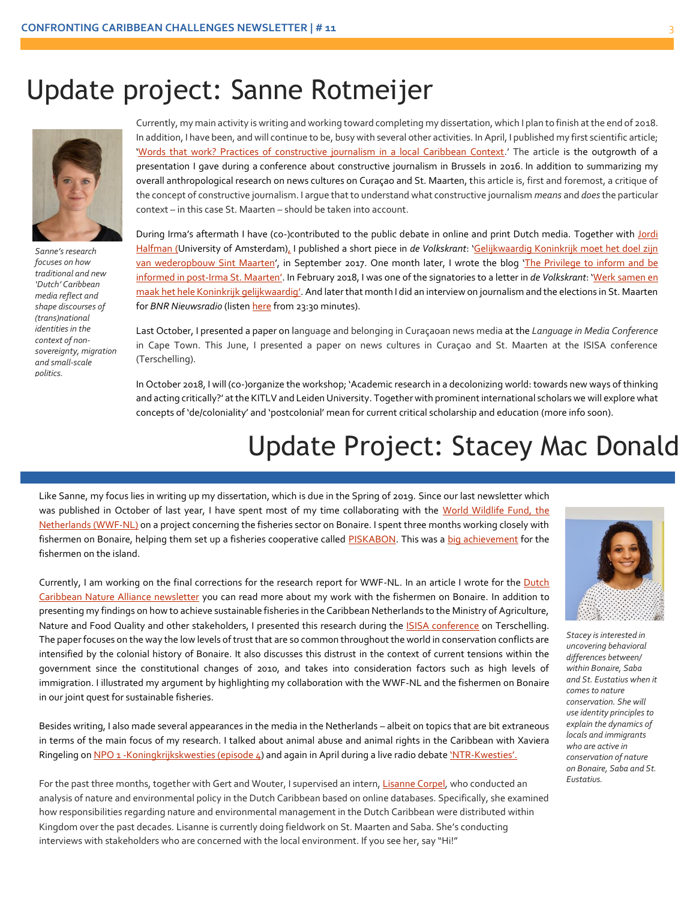# Update project: Sanne Rotmeijer

*Sanne's research focuses on how traditional and new 'Dutch' Caribbean media reflect and shape discourses of (trans)national identities in the context of non-sovereignty, migration and small-scale politics.*

Currently, my main activity is writing and working toward completing my dissertation, which I plan to finish at the end of 2018. In addition, I have been, and will continue to be, busy with several other activities. In April, I published my first scientific article; 'Words that work? Practices of constructive journalism in a local Caribbean Context.' The article is the outgrowth of a presentation I gave during a conference about constructive journalism in Brussels in 2016. In addition to summarizing my overall anthropological research on news cultures on Curaçao and St. Maarten, this article is, first and foremost, a critique of the concept of constructive journalism. I argue that to understand what constructive journalism *means* and *does* the particular context – in this case St. Maarten – should be taken into account.

During Irma's aftermath I have (co-)contributed to the public debate in online and print Dutch media. Together with Jordi Halfman (University of Amsterdam), I published a short piece in *de Volkskrant*: 'Gelijkwaardig Koninkrijk moet het doel zijn van wederopbouw Sint Maarten', in September 2017. One month later, I wrote the blog 'The Privilege to inform and be informed in post-Irma St. Maarten'. In February 2018, I was one of the signatories to a letter in *de Volkskrant*: 'Werk samen en maak het hele Koninkrijk gelijkwaardig'. And later that month I did an interview on journalism and the elections in St. Maarten for *BNR Nieuwsradio* (listen here from 23:30 minutes).

Last October, I presented a paper on language and belonging in Curaçaoan news media at the *Language in Media Conference* in Cape Town. This June, I presented a paper on news cultures in Curaçao and St. Maarten at the ISISA conference (Terschelling).

In October 2018, I will (co-)organize the workshop; 'Academic research in a decolonizing world: towards new ways of thinking and acting critically?' at the KITLV and Leiden University. Together with prominent international scholars we will explore what concepts of 'de/coloniality' and 'postcolonial' mean for current critical scholarship and education (more info soon).

# Update Project: Stacey Mac Donald

Like Sanne, my focus lies in writing up my dissertation, which is due in the Spring of 2019. Since our last newsletter which was published in October of last year, I have spent most of my time collaborating with the World Wildlife Fund, the Netherlands (WWF-NL) on a project concerning the fisheries sector on Bonaire. I spent three months working closely with fishermen on Bonaire, helping them set up a fisheries cooperative called PISKABON. This was a big achievement for the fishermen on the island.

Currently, I am working on the final corrections for the research report for WWF-NL. In an article I wrote for the Dutch Caribbean Nature Alliance newsletter you can read more about my work with the fishermen on Bonaire. In addition to presenting my findings on how to achieve sustainable fisheries in the Caribbean Netherlands to the Ministry of Agriculture, Nature and Food Quality and other stakeholders, I presented this research during the ISISA conference on Terschelling. The paper focuses on the way the low levels of trust that are so common throughout the world in conservation conflicts are intensified by the colonial history of Bonaire. It also discusses this distrust in the context of current tensions within the government since the constitutional changes of 2010, and takes into consideration factors such as high levels of immigration. I illustrated my argument by highlighting my collaboration with the WWF-NL and the fishermen on Bonaire in our joint quest for sustainable fisheries.

Besides writing, I also made several appearances in the media in the Netherlands – albeit on topics that are bit extraneous in terms of the main focus of my research. I talked about animal abuse and animal rights in the Caribbean with Xaviera Ringeling on NPO 1 -Koningkrijkskwesties (episode 4) and again in April during a live radio debate 'NTR-Kwesties'.

For the past three months, together with Gert and Wouter, I supervised an intern, Lisanne Corpel, who conducted an analysis of nature and environmental policy in the Dutch Caribbean based on online databases. Specifically, she examined how responsibilities regarding nature and environmental management in the Dutch Caribbean were distributed within Kingdom over the past decades. Lisanne is currently doing fieldwork on St. Maarten and Saba. She's conducting interviews with stakeholders who are concerned with the local environment. If you see her, say "Hi!"

*Stacey is interested in uncovering behavioral differences between/ within Bonaire, Saba and St. Eustatius when it comes to nature conservation. She will use identity principles to explain the dynamics of locals and immigrants who are active in conservation of nature on Bonaire, Saba and St. Eustatius.*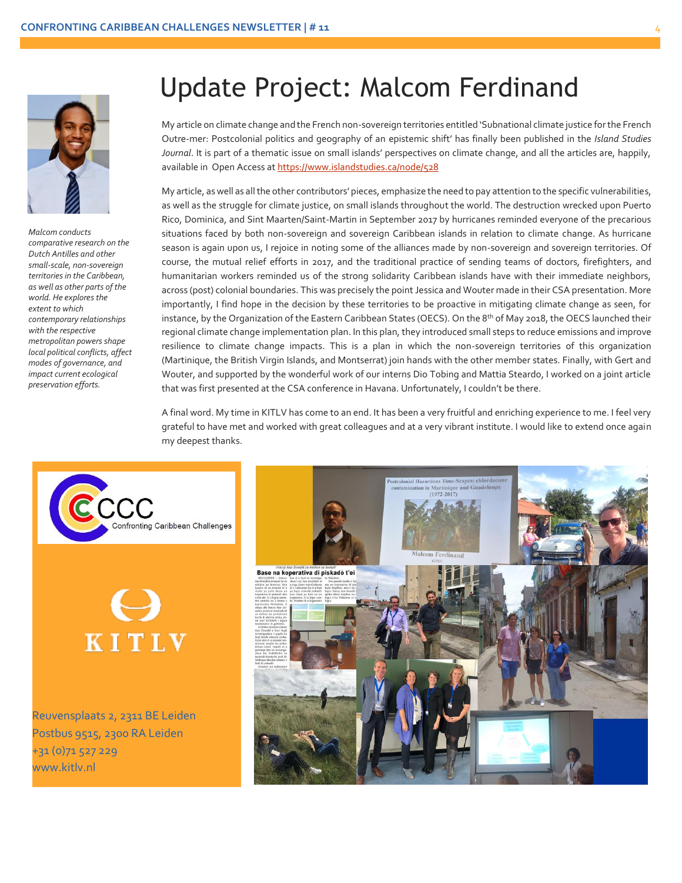# Update Project: Malcom Ferdinand

*Malcom conducts comparative research on the Dutch Antilles and other small-scale, non-sovereign territories in the Caribbean, as well as other parts of the world. He explores the extent to which contemporary relationships with the respective metropolitan powers shape local political conflicts, affect modes of governance, and impact current ecological preservation efforts.*

My article on climate change and the French non-sovereign territories entitled 'Subnational climate justice for the French Outre-mer: Postcolonial politics and geography of an epistemic shift' has finally been published in the *Island Studies Journal*. It is part of a thematic issue on small islands' perspectives on climate change, and all the articles are, happily, available in Open Access at https://www.islandstudies.ca/node/528

My article, as well as all the other contributors' pieces, emphasize the need to pay attention to the specific vulnerabilities, as well as the struggle for climate justice, on small islands throughout the world. The destruction wrecked upon Puerto Rico, Dominica, and Sint Maarten/Saint-Martin in September 2017 by hurricanes reminded everyone of the precarious situations faced by both non-sovereign and sovereign Caribbean islands in relation to climate change. As hurricane season is again upon us, I rejoice in noting some of the alliances made by non-sovereign and sovereign territories. Of course, the mutual relief efforts in 2017, and the traditional practice of sending teams of doctors, firefighters, and humanitarian workers reminded us of the strong solidarity Caribbean islands have with their immediate neighbors, across (post) colonial boundaries. This was precisely the point Jessica and Wouter made in their CSA presentation. More importantly, I find hope in the decision by these territories to be proactive in mitigating climate change as seen, for instance, by the Organization of the Eastern Caribbean States (OECS). On the 8th of May 2018, the OECS launched their regional climate change implementation plan. In this plan, they introduced small steps to reduce emissions and improve resilience to climate change impacts. This is a plan in which the non-sovereign territories of this organization (Martinique, the British Virgin Islands, and Montserrat) join hands with the other member states. Finally, with Gert and Wouter, and supported by the wonderful work of our interns Dio Tobing and Mattia Steardo, I worked on a joint article that was first presented at the CSA conference in Havana. Unfortunately, I couldn't be there.

A final word. My time in KITLV has come to an end. It has been a very fruitful and enriching experience to me. I feel very grateful to have met and worked with great colleagues and at a very vibrant institute. I would like to extend once again my deepest thanks.

CCC Confronting Caribbean Challenges

KITLV

Reuvensplaats 2, 2311 BE Leiden
Postbus 9515, 2300 RA Leiden
+31 (0)71 527 229
www.kitlv.nl